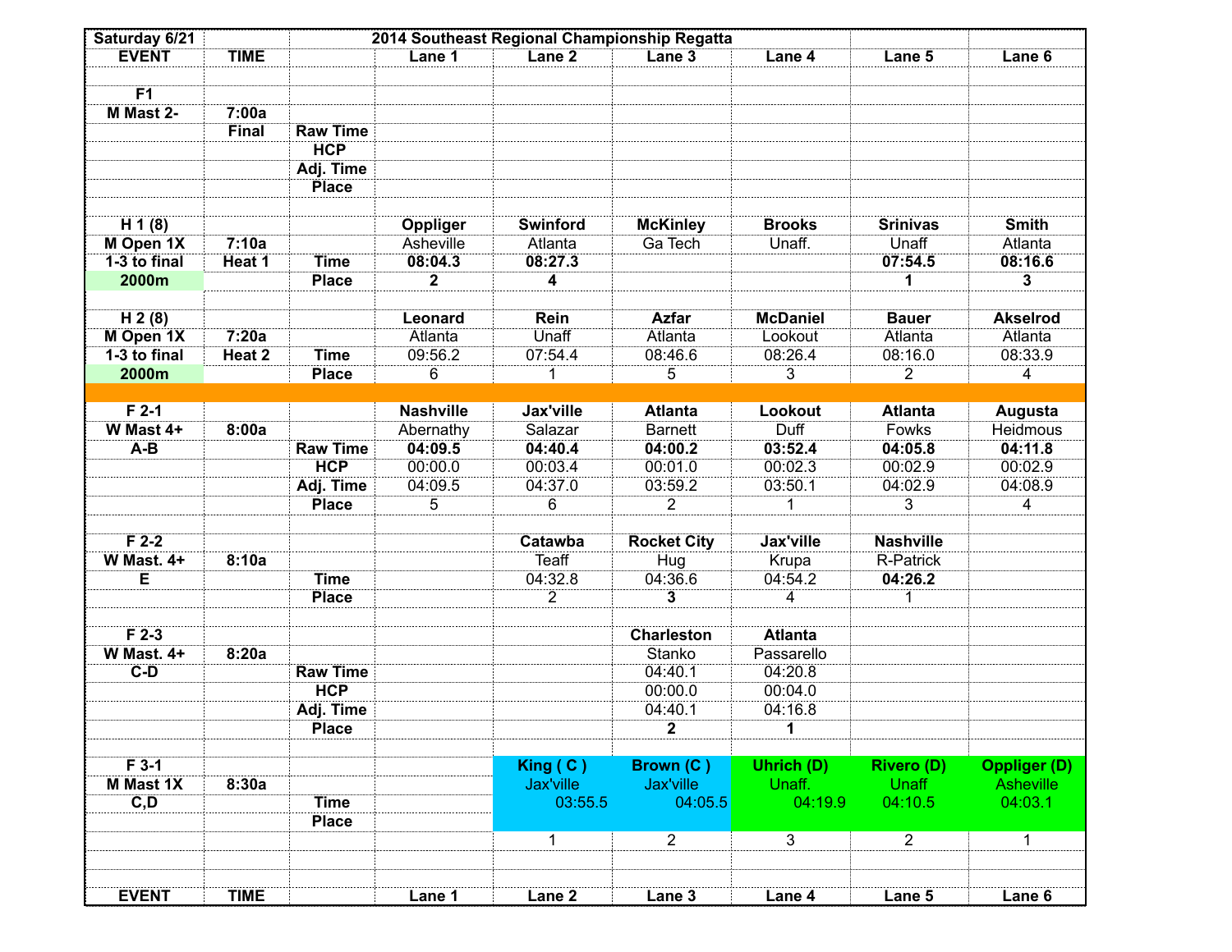| Saturday 6/21 | | 2014 Southeast Regional Championship Regatta | | | | | | |
|---|---|---|---|---|---|---|---|---|
| **EVENT** | **TIME** | | **Lane 1** | **Lane 2** | **Lane 3** | **Lane 4** | **Lane 5** | **Lane 6** |
| | | | | | | | | |
| **F1** | | | | | | | | |
| **M Mast 2-** | **7:00a** | | | | | | | |
| | **Final** | **Raw Time** | | | | | | |
| | | **HCP** | | | | | | |
| | | **Adj. Time** | | | | | | |
| | | **Place** | | | | | | |
| | | | | | | | | |
| **H 1 (8)** | | | **Oppliger** | **Swinford** | **McKinley** | **Brooks** | **Srinivas** | **Smith** |
| **M Open 1X** | **7:10a** | | Asheville | Atlanta | Ga Tech | Unaff. | Unaff | Atlanta |
| **1-3 to final** | **Heat 1** | **Time** | **08:04.3** | **08:27.3** | | | **07:54.5** | **08:16.6** |
| **2000m** | | **Place** | **2** | **4** | | | **1** | **3** |
| | | | | | | | | |
| **H 2 (8)** | | | **Leonard** | **Rein** | **Azfar** | **McDaniel** | **Bauer** | **Akselrod** |
| **M Open 1X** | **7:20a** | | Atlanta | Unaff | Atlanta | Lookout | Atlanta | Atlanta |
| **1-3 to final** | **Heat 2** | **Time** | 09:56.2 | 07:54.4 | 08:46.6 | 08:26.4 | 08:16.0 | 08:33.9 |
| **2000m** | | **Place** | 6 | 1 | 5 | 3 | 2 | 4 |
| | | | | | | | | |
| **F 2-1** | | | **Nashville** | **Jax'ville** | **Atlanta** | **Lookout** | **Atlanta** | **Augusta** |
| **W Mast 4+** | **8:00a** | | Abernathy | Salazar | Barnett | Duff | Fowks | Heidmous |
| **A-B** | | **Raw Time** | **04:09.5** | **04:40.4** | **04:00.2** | **03:52.4** | **04:05.8** | **04:11.8** |
| | | **HCP** | 00:00.0 | 00:03.4 | 00:01.0 | 00:02.3 | 00:02.9 | 00:02.9 |
| | | **Adj. Time** | 04:09.5 | 04:37.0 | 03:59.2 | 03:50.1 | 04:02.9 | 04:08.9 |
| | | **Place** | 5 | 6 | 2 | 1 | 3 | 4 |
| | | | | | | | | |
| **F 2-2** | | | | **Catawba** | **Rocket City** | **Jax'ville** | **Nashville** | |
| **W Mast. 4+** | **8:10a** | | | Teaff | Hug | Krupa | R-Patrick | |
| **E** | | **Time** | | 04:32.8 | 04:36.6 | 04:54.2 | **04:26.2** | |
| | | **Place** | | 2 | **3** | 4 | 1 | |
| | | | | | | | | |
| **F 2-3** | | | | | **Charleston** | **Atlanta** | | |
| **W Mast. 4+** | **8:20a** | | | | Stanko | Passarello | | |
| **C-D** | | **Raw Time** | | | 04:40.1 | 04:20.8 | | |
| | | **HCP** | | | 00:00.0 | 00:04.0 | | |
| | | **Adj. Time** | | | 04:40.1 | 04:16.8 | | |
| | | **Place** | | | **2** | **1** | | |
| | | | | | | | | |
| **F 3-1** | | | | **King ( C )** | **Brown (C )** | **Uhrich (D)** | **Rivero (D)** | **Oppliger (D)** |
| **M Mast 1X** | **8:30a** | | | Jax'ville | Jax'ville | Unaff. | Unaff | Asheville |
| **C,D** | | **Time** | | 03:55.5 | 04:05.5 | 04:19.9 | 04:10.5 | 04:03.1 |
| | | **Place** | | | | | | |
| | | | | 1 | 2 | 3 | 2 | 1 |
| | | | | | | | | |
| | | | | | | | | |
| **EVENT** | **TIME** | | **Lane 1** | **Lane 2** | **Lane 3** | **Lane 4** | **Lane 5** | **Lane 6** |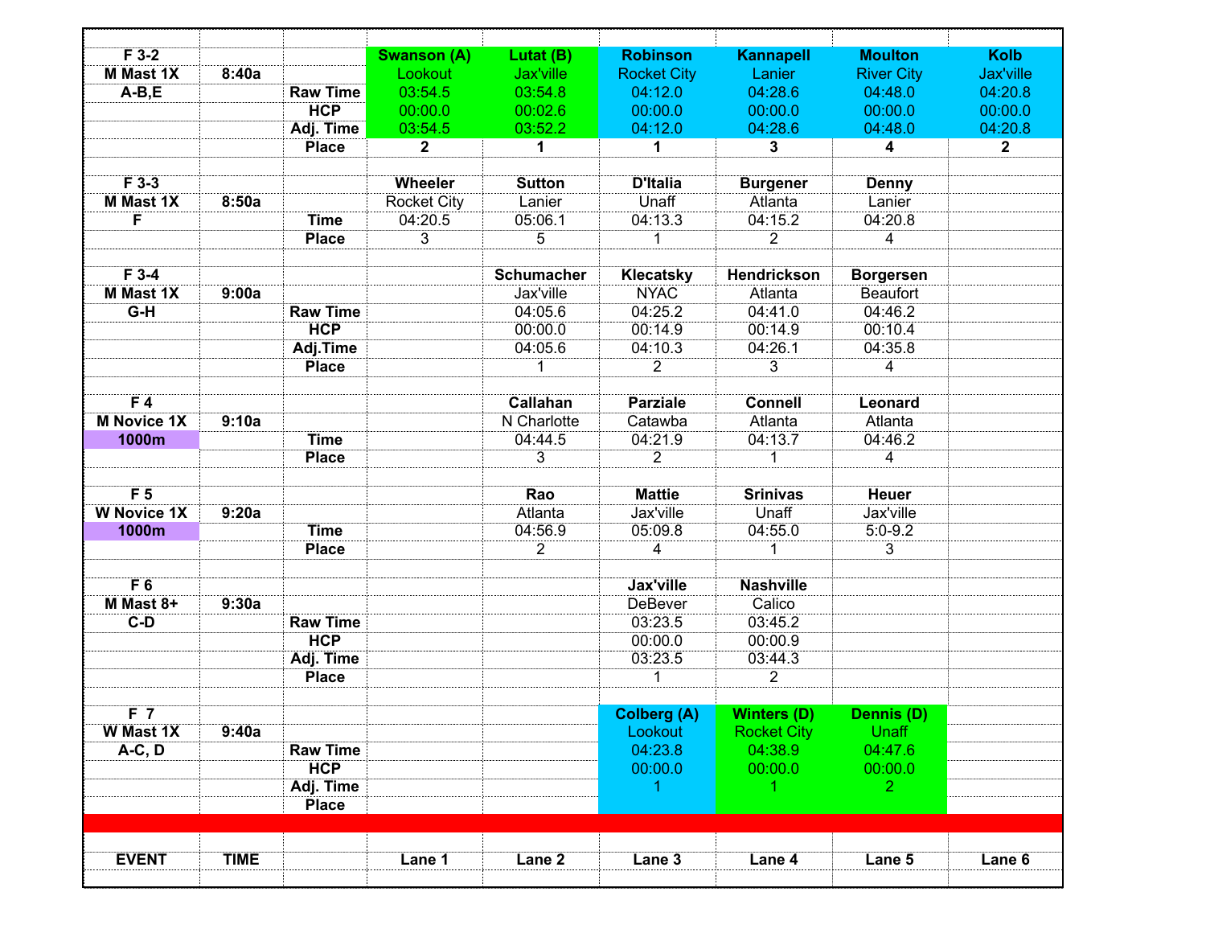| EVENT | TIME | | Lane 1 | Lane 2 | Lane 3 | Lane 4 | Lane 5 | Lane 6 |
|---|---|---|---|---|---|---|---|---|
| **F 3-2** | | | **Swanson (A)** | **Lutat (B)** | **Robinson** | **Kannapell** | **Moulton** | **Kolb** |
| **M Mast 1X** | **8:40a** | | Lookout | Jax'ville | Rocket City | Lanier | River City | Jax'ville |
| **A-B,E** | | **Raw Time** | 03:54.5 | 03:54.8 | 04:12.0 | 04:28.6 | 04:48.0 | 04:20.8 |
| | | **HCP** | 00:00.0 | 00:02.6 | 00:00.0 | 00:00.0 | 00:00.0 | 00:00.0 |
| | | **Adj. Time** | 03:54.5 | 03:52.2 | 04:12.0 | 04:28.6 | 04:48.0 | 04:20.8 |
| | | **Place** | **2** | **1** | **1** | **3** | **4** | **2** |
| | | | | | | | | |
| **F 3-3** | | | **Wheeler** | **Sutton** | **D'Italia** | **Burgener** | **Denny** | |
| **M Mast 1X** | **8:50a** | | Rocket City | Lanier | Unaff | Atlanta | Lanier | |
| **F** | | **Time** | 04:20.5 | 05:06.1 | 04:13.3 | 04:15.2 | 04:20.8 | |
| | | **Place** | 3 | 5 | 1 | 2 | 4 | |
| | | | | | | | | |
| **F 3-4** | | | | **Schumacher** | **Klecatsky** | **Hendrickson** | **Borgersen** | |
| **M Mast 1X** | **9:00a** | | | Jax'ville | NYAC | Atlanta | Beaufort | |
| **G-H** | | **Raw Time** | | 04:05.6 | 04:25.2 | 04:41.0 | 04:46.2 | |
| | | **HCP** | | 00:00.0 | 00:14.9 | 00:14.9 | 00:10.4 | |
| | | **Adj.Time** | | 04:05.6 | 04:10.3 | 04:26.1 | 04:35.8 | |
| | | **Place** | | 1 | 2 | 3 | 4 | |
| | | | | | | | | |
| **F 4** | | | | **Callahan** | **Parziale** | **Connell** | **Leonard** | |
| **M Novice 1X** | **9:10a** | | | N Charlotte | Catawba | Atlanta | Atlanta | |
| **1000m** | | **Time** | | 04:44.5 | 04:21.9 | 04:13.7 | 04:46.2 | |
| | | **Place** | | 3 | 2 | 1 | 4 | |
| | | | | | | | | |
| **F 5** | | | | **Rao** | **Mattie** | **Srinivas** | **Heuer** | |
| **W Novice 1X** | **9:20a** | | | Atlanta | Jax'ville | Unaff | Jax'ville | |
| **1000m** | | **Time** | | 04:56.9 | 05:09.8 | 04:55.0 | 5:0-9.2 | |
| | | **Place** | | 2 | 4 | 1 | 3 | |
| | | | | | | | | |
| **F 6** | | | | | **Jax'ville** | **Nashville** | | |
| **M Mast 8+** | **9:30a** | | | | DeBever | Calico | | |
| **C-D** | | **Raw Time** | | | 03:23.5 | 03:45.2 | | |
| | | **HCP** | | | 00:00.0 | 00:00.9 | | |
| | | **Adj. Time** | | | 03:23.5 | 03:44.3 | | |
| | | **Place** | | | 1 | 2 | | |
| | | | | | | | | |
| **F 7** | | | | | **Colberg (A)** | **Winters (D)** | **Dennis (D)** | |
| **W Mast 1X** | **9:40a** | | | | Lookout | Rocket City | Unaff | |
| **A-C, D** | | **Raw Time** | | | 04:23.8 | 04:38.9 | 04:47.6 | |
| | | **HCP** | | | 00:00.0 | 00:00.0 | 00:00.0 | |
| | | **Adj. Time** | | | 1 | 1 | 2 | |
| | | **Place** | | | | | | |
| | | | | | | | | |
| **EVENT** | **TIME** | | **Lane 1** | **Lane 2** | **Lane 3** | **Lane 4** | **Lane 5** | **Lane 6** |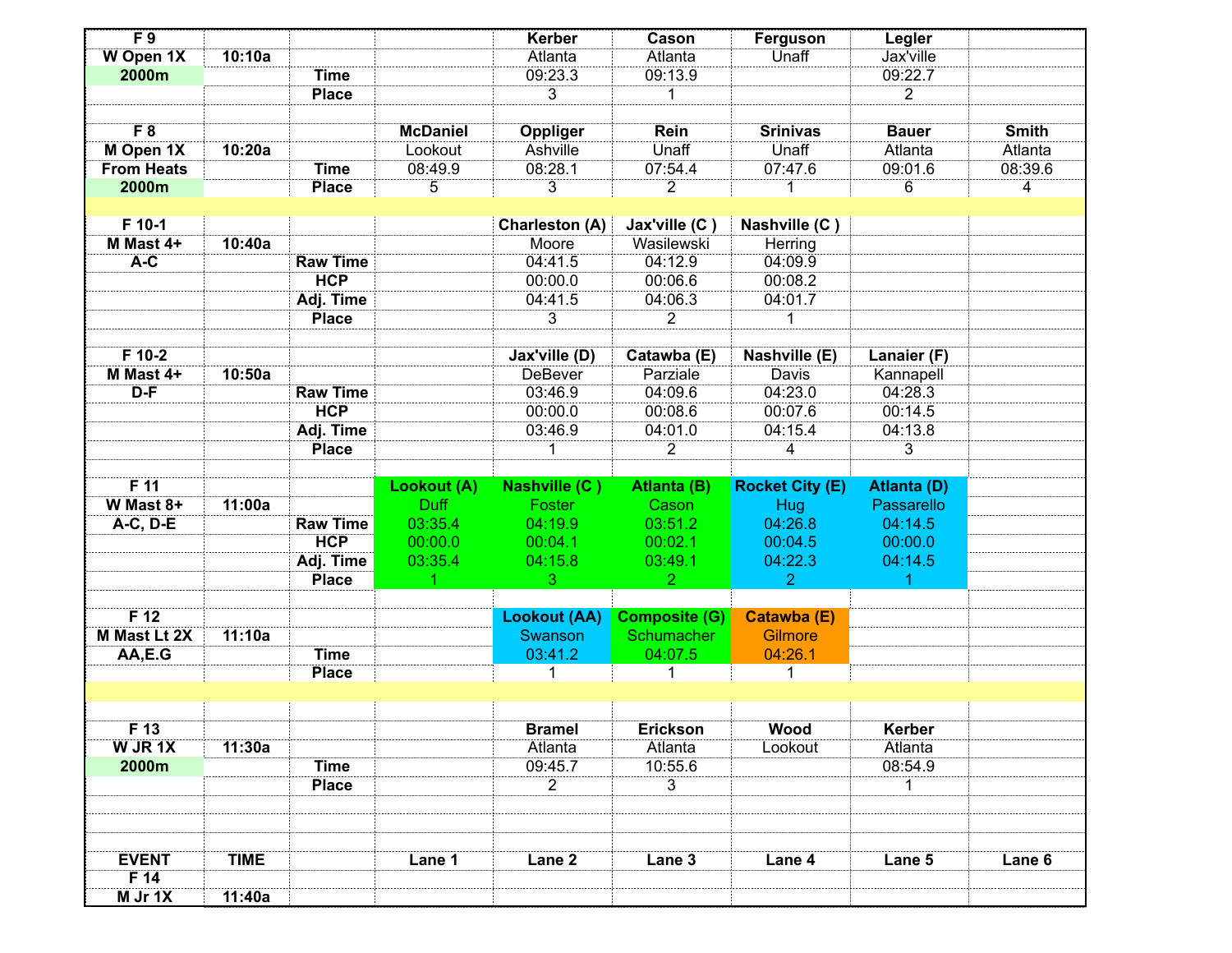| | | | | | | | | |
|---|---|---|---|---|---|---|---|---|
| **F 9** | | | | **Kerber** | **Cason** | **Ferguson** | **Legler** | |
| **W Open 1X** | **10:10a** | | | Atlanta | Atlanta | Unaff | Jax'ville | |
| **2000m** | | **Time** | | 09:23.3 | 09:13.9 | | 09:22.7 | |
| | | **Place** | | 3 | 1 | | 2 | |
| | | | | | | | | |
| **F 8** | | | **McDaniel** | **Oppliger** | **Rein** | **Srinivas** | **Bauer** | **Smith** |
| **M Open 1X** | **10:20a** | | Lookout | Ashville | Unaff | Unaff | Atlanta | Atlanta |
| **From Heats** | | **Time** | 08:49.9 | 08:28.1 | 07:54.4 | 07:47.6 | 09:01.6 | 08:39.6 |
| **2000m** | | **Place** | 5 | 3 | 2 | 1 | 6 | 4 |
| | | | | | | | | |
| **F 10-1** | | | | **Charleston (A)** | **Jax'ville (C )** | **Nashville (C )** | | |
| **M Mast 4+** | **10:40a** | | | Moore | Wasilewski | Herring | | |
| **A-C** | | **Raw Time** | | 04:41.5 | 04:12.9 | 04:09.9 | | |
| | | **HCP** | | 00:00.0 | 00:06.6 | 00:08.2 | | |
| | | **Adj. Time** | | 04:41.5 | 04:06.3 | 04:01.7 | | |
| | | **Place** | | 3 | 2 | 1 | | |
| | | | | | | | | |
| **F 10-2** | | | | **Jax'ville (D)** | **Catawba (E)** | **Nashville (E)** | **Lanaier (F)** | |
| **M Mast 4+** | **10:50a** | | | DeBever | Parziale | Davis | Kannapell | |
| **D-F** | | **Raw Time** | | 03:46.9 | 04:09.6 | 04:23.0 | 04:28.3 | |
| | | **HCP** | | 00:00.0 | 00:08.6 | 00:07.6 | 00:14.5 | |
| | | **Adj. Time** | | 03:46.9 | 04:01.0 | 04:15.4 | 04:13.8 | |
| | | **Place** | | 1 | 2 | 4 | 3 | |
| | | | | | | | | |
| **F 11** | | | **Lookout (A)** | **Nashville (C )** | **Atlanta (B)** | **Rocket City (E)** | **Atlanta (D)** | |
| **W Mast 8+** | **11:00a** | | Duff | Foster | Cason | Hug | Passarello | |
| **A-C, D-E** | | **Raw Time** | 03:35.4 | 04:19.9 | 03:51.2 | 04:26.8 | 04:14.5 | |
| | | **HCP** | 00:00.0 | 00:04.1 | 00:02.1 | 00:04.5 | 00:00.0 | |
| | | **Adj. Time** | 03:35.4 | 04:15.8 | 03:49.1 | 04:22.3 | 04:14.5 | |
| | | **Place** | 1 | 3 | 2 | 2 | 1 | |
| | | | | | | | | |
| **F 12** | | | | **Lookout (AA)** | **Composite (G)** | **Catawba (E)** | | |
| **M Mast Lt 2X** | **11:10a** | | | Swanson | Schumacher | Gilmore | | |
| **AA,E.G** | | **Time** | | 03:41.2 | 04:07.5 | 04:26.1 | | |
| | | **Place** | | 1 | 1 | 1 | | |
| | | | | | | | | |
| | | | | | | | | |
| **F 13** | | | | **Bramel** | **Erickson** | **Wood** | **Kerber** | |
| **W JR 1X** | **11:30a** | | | Atlanta | Atlanta | Lookout | Atlanta | |
| **2000m** | | **Time** | | 09:45.7 | 10:55.6 | | 08:54.9 | |
| | | **Place** | | 2 | 3 | | 1 | |
| | | | | | | | | |
| **EVENT** | **TIME** | | **Lane 1** | **Lane 2** | **Lane 3** | **Lane 4** | **Lane 5** | **Lane 6** |
| **F 14** | | | | | | | | |
| **M Jr 1X** | **11:40a** | | | | | | | |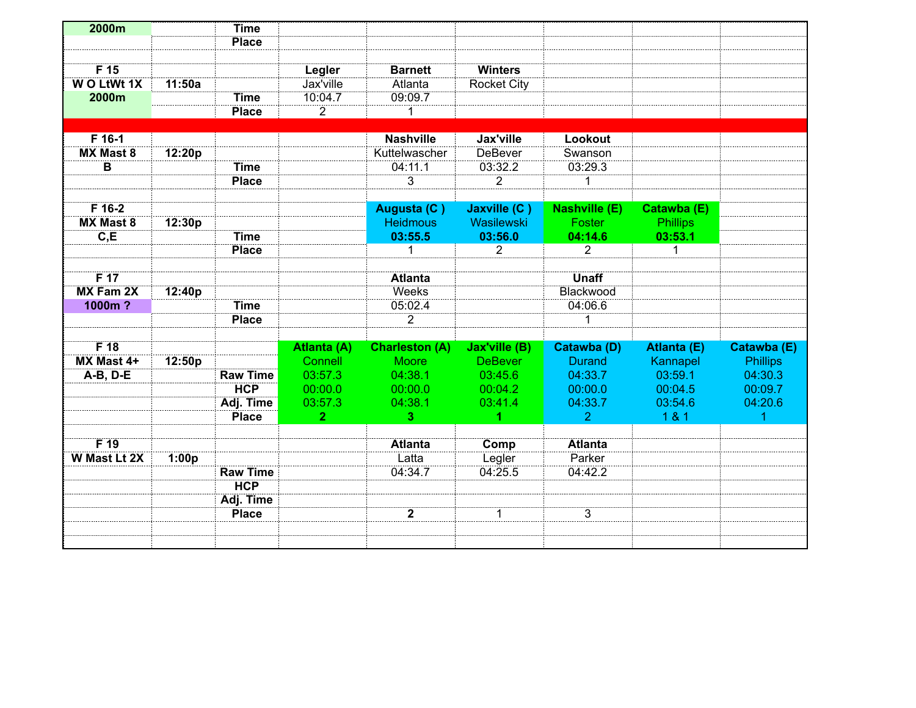| | | | | | | | | |
|---|---|---|---|---|---|---|---|---|
| 2000m | | Time | | | | | | |
| | | Place | | | | | | |
| | | | | | | | | |
| F 15 | | | Legler | Barnett | Winters | | | |
| W O LtWt 1X | 11:50a | | Jax'ville | Atlanta | Rocket City | | | |
| 2000m | | Time | 10:04.7 | 09:09.7 | | | | |
| | | Place | 2 | 1 | | | | |
| | | | | | | | | |
| F 16-1 | | | | Nashville | Jax'ville | Lookout | | |
| MX Mast 8 | 12:20p | | | Kuttelwascher | DeBever | Swanson | | |
| B | | Time | | 04:11.1 | 03:32.2 | 03:29.3 | | |
| | | Place | | 3 | 2 | 1 | | |
| | | | | | | | | |
| F 16-2 | | | | Augusta (C ) | Jaxville (C ) | Nashville (E) | Catawba (E) | |
| MX Mast 8 | 12:30p | | | Heidmous | Wasilewski | Foster | Phillips | |
| C,E | | Time | | **03:55.5** | **03:56.0** | **04:14.6** | **03:53.1** | |
| | | Place | | 1 | 2 | 2 | 1 | |
| | | | | | | | | |
| F 17 | | | | Atlanta | | Unaff | | |
| MX Fam 2X | 12:40p | | | Weeks | | Blackwood | | |
| 1000m ? | | Time | | 05:02.4 | | 04:06.6 | | |
| | | Place | | 2 | | 1 | | |
| | | | | | | | | |
| F 18 | | | Atlanta (A) | Charleston (A) | Jax'ville (B) | Catawba (D) | Atlanta (E) | Catawba (E) |
| MX Mast 4+ | 12:50p | | Connell | Moore | DeBever | Durand | Kannapel | Phillips |
| A-B, D-E | | Raw Time | 03:57.3 | 04:38.1 | 03:45.6 | 04:33.7 | 03:59.1 | 04:30.3 |
| | | HCP | 00:00.0 | 00:00.0 | 00:04.2 | 00:00.0 | 00:04.5 | 00:09.7 |
| | | Adj. Time | 03:57.3 | 04:38.1 | 03:41.4 | 04:33.7 | 03:54.6 | 04:20.6 |
| | | Place | **2** | **3** | **1** | 2 | 1 & 1 | 1 |
| | | | | | | | | |
| F 19 | | | | Atlanta | Comp | Atlanta | | |
| W Mast Lt 2X | 1:00p | | | Latta | Legler | Parker | | |
| | | Raw Time | | 04:34.7 | 04:25.5 | 04:42.2 | | |
| | | HCP | | | | | | |
| | | Adj. Time | | | | | | |
| | | Place | | **2** | 1 | 3 | | |